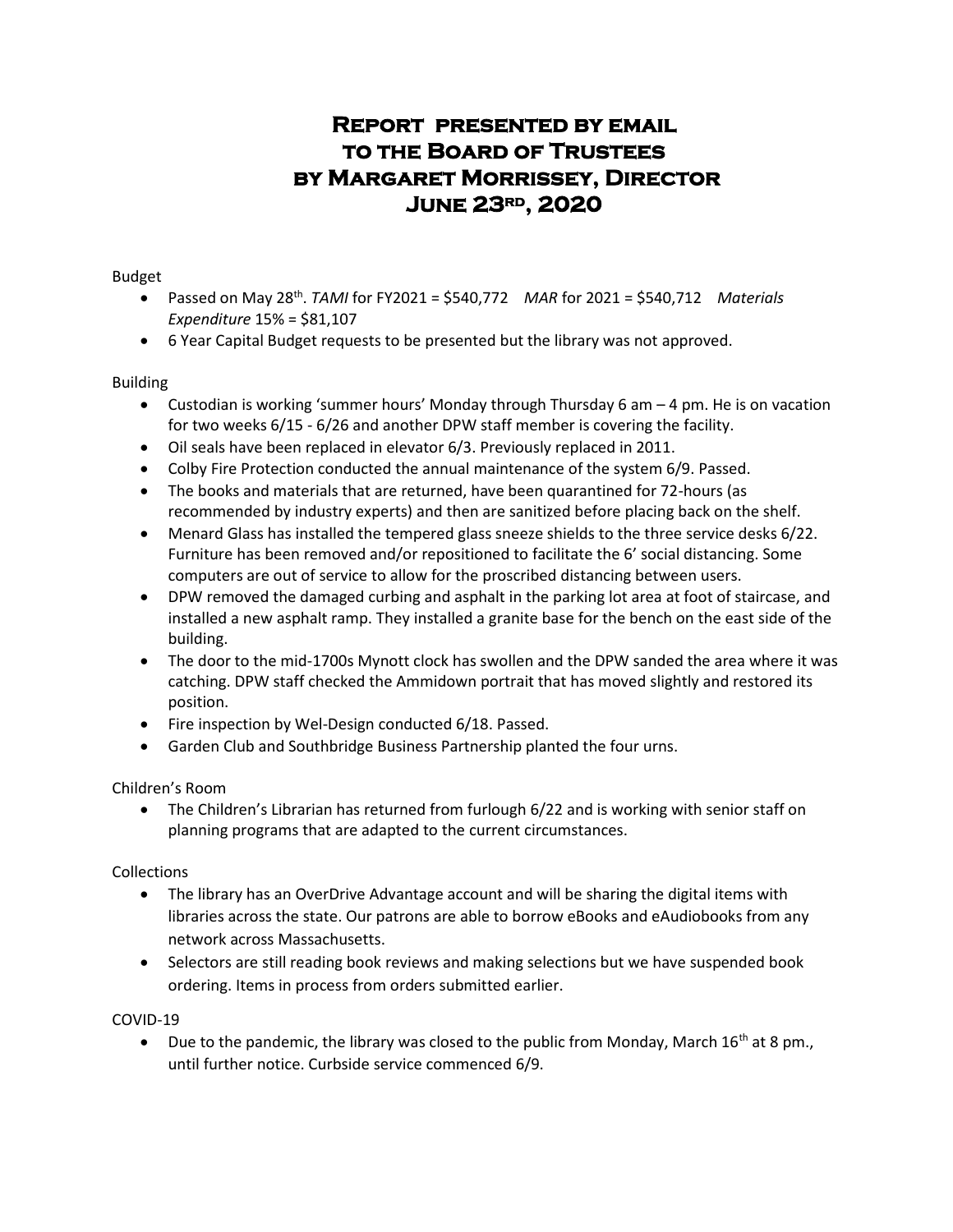# Report presented by email to the Board of Trustees by Margaret Morrissey, Director June 23rd, 2020

Budget

- Passed on May 28th. *TAMI* for FY2021 = $540,772 *MAR* for 2021 = $540,712 *Materials Expenditure* 15% = $81,107
- 6 Year Capital Budget requests to be presented but the library was not approved.

Building

- Custodian is working 'summer hours' Monday through Thursday 6 am – 4 pm. He is on vacation for two weeks 6/15 - 6/26 and another DPW staff member is covering the facility.
- Oil seals have been replaced in elevator 6/3. Previously replaced in 2011.
- Colby Fire Protection conducted the annual maintenance of the system 6/9. Passed.
- The books and materials that are returned, have been quarantined for 72-hours (as recommended by industry experts) and then are sanitized before placing back on the shelf.
- Menard Glass has installed the tempered glass sneeze shields to the three service desks 6/22. Furniture has been removed and/or repositioned to facilitate the 6' social distancing. Some computers are out of service to allow for the proscribed distancing between users.
- DPW removed the damaged curbing and asphalt in the parking lot area at foot of staircase, and installed a new asphalt ramp. They installed a granite base for the bench on the east side of the building.
- The door to the mid-1700s Mynott clock has swollen and the DPW sanded the area where it was catching. DPW staff checked the Ammidown portrait that has moved slightly and restored its position.
- Fire inspection by Wel-Design conducted 6/18. Passed.
- Garden Club and Southbridge Business Partnership planted the four urns.

Children's Room

- The Children's Librarian has returned from furlough 6/22 and is working with senior staff on planning programs that are adapted to the current circumstances.

Collections

- The library has an OverDrive Advantage account and will be sharing the digital items with libraries across the state. Our patrons are able to borrow eBooks and eAudiobooks from any network across Massachusetts.
- Selectors are still reading book reviews and making selections but we have suspended book ordering. Items in process from orders submitted earlier.

COVID-19

- Due to the pandemic, the library was closed to the public from Monday, March 16th at 8 pm., until further notice. Curbside service commenced 6/9.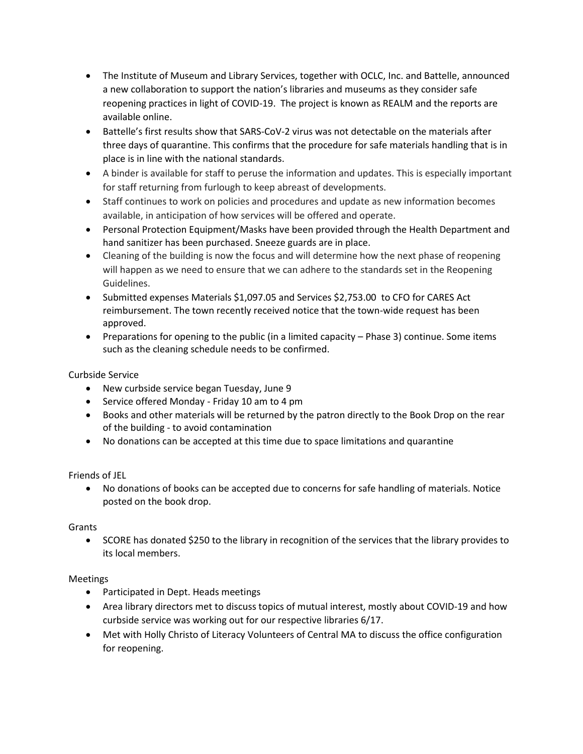- The Institute of Museum and Library Services, together with OCLC, Inc. and Battelle, announced a new collaboration to support the nation's libraries and museums as they consider safe reopening practices in light of COVID-19. The project is known as REALM and the reports are available online.
- Battelle's first results show that SARS-CoV-2 virus was not detectable on the materials after three days of quarantine. This confirms that the procedure for safe materials handling that is in place is in line with the national standards.
- A binder is available for staff to peruse the information and updates. This is especially important for staff returning from furlough to keep abreast of developments.
- Staff continues to work on policies and procedures and update as new information becomes available, in anticipation of how services will be offered and operate.
- Personal Protection Equipment/Masks have been provided through the Health Department and hand sanitizer has been purchased. Sneeze guards are in place.
- Cleaning of the building is now the focus and will determine how the next phase of reopening will happen as we need to ensure that we can adhere to the standards set in the Reopening Guidelines.
- Submitted expenses Materials $1,097.05 and Services $2,753.00 to CFO for CARES Act reimbursement. The town recently received notice that the town-wide request has been approved.
- Preparations for opening to the public (in a limited capacity – Phase 3) continue. Some items such as the cleaning schedule needs to be confirmed.

Curbside Service

- New curbside service began Tuesday, June 9
- Service offered Monday - Friday 10 am to 4 pm
- Books and other materials will be returned by the patron directly to the Book Drop on the rear of the building - to avoid contamination
- No donations can be accepted at this time due to space limitations and quarantine

Friends of JEL

- No donations of books can be accepted due to concerns for safe handling of materials. Notice posted on the book drop.

Grants

- SCORE has donated $250 to the library in recognition of the services that the library provides to its local members.

Meetings

- Participated in Dept. Heads meetings
- Area library directors met to discuss topics of mutual interest, mostly about COVID-19 and how curbside service was working out for our respective libraries 6/17.
- Met with Holly Christo of Literacy Volunteers of Central MA to discuss the office configuration for reopening.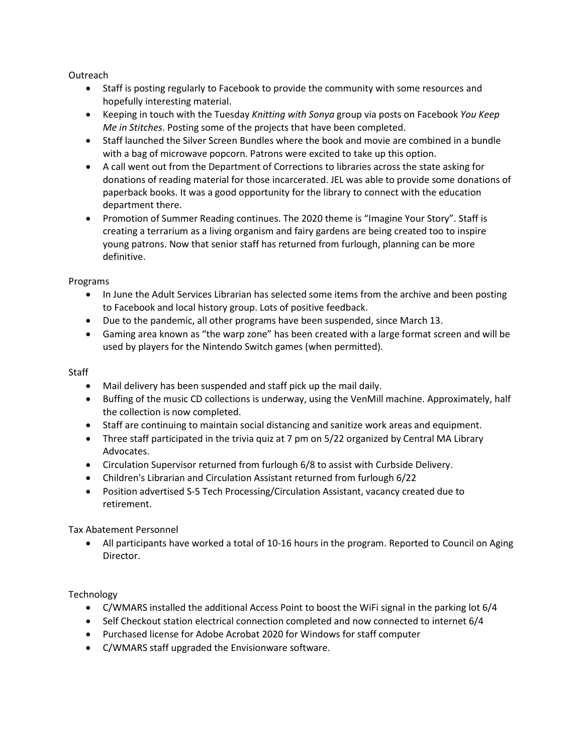Outreach

- Staff is posting regularly to Facebook to provide the community with some resources and hopefully interesting material.
- Keeping in touch with the Tuesday *Knitting with Sonya* group via posts on Facebook *You Keep Me in Stitches*. Posting some of the projects that have been completed.
- Staff launched the Silver Screen Bundles where the book and movie are combined in a bundle with a bag of microwave popcorn. Patrons were excited to take up this option.
- A call went out from the Department of Corrections to libraries across the state asking for donations of reading material for those incarcerated. JEL was able to provide some donations of paperback books. It was a good opportunity for the library to connect with the education department there.
- Promotion of Summer Reading continues. The 2020 theme is "Imagine Your Story". Staff is creating a terrarium as a living organism and fairy gardens are being created too to inspire young patrons. Now that senior staff has returned from furlough, planning can be more definitive.

Programs

- In June the Adult Services Librarian has selected some items from the archive and been posting to Facebook and local history group. Lots of positive feedback.
- Due to the pandemic, all other programs have been suspended, since March 13.
- Gaming area known as "the warp zone" has been created with a large format screen and will be used by players for the Nintendo Switch games (when permitted).

Staff

- Mail delivery has been suspended and staff pick up the mail daily.
- Buffing of the music CD collections is underway, using the VenMill machine. Approximately, half the collection is now completed.
- Staff are continuing to maintain social distancing and sanitize work areas and equipment.
- Three staff participated in the trivia quiz at 7 pm on 5/22 organized by Central MA Library Advocates.
- Circulation Supervisor returned from furlough 6/8 to assist with Curbside Delivery.
- Children's Librarian and Circulation Assistant returned from furlough 6/22
- Position advertised S-5 Tech Processing/Circulation Assistant, vacancy created due to retirement.

Tax Abatement Personnel

- All participants have worked a total of 10-16 hours in the program. Reported to Council on Aging Director.

Technology

- C/WMARS installed the additional Access Point to boost the WiFi signal in the parking lot 6/4
- Self Checkout station electrical connection completed and now connected to internet 6/4
- Purchased license for Adobe Acrobat 2020 for Windows for staff computer
- C/WMARS staff upgraded the Envisionware software.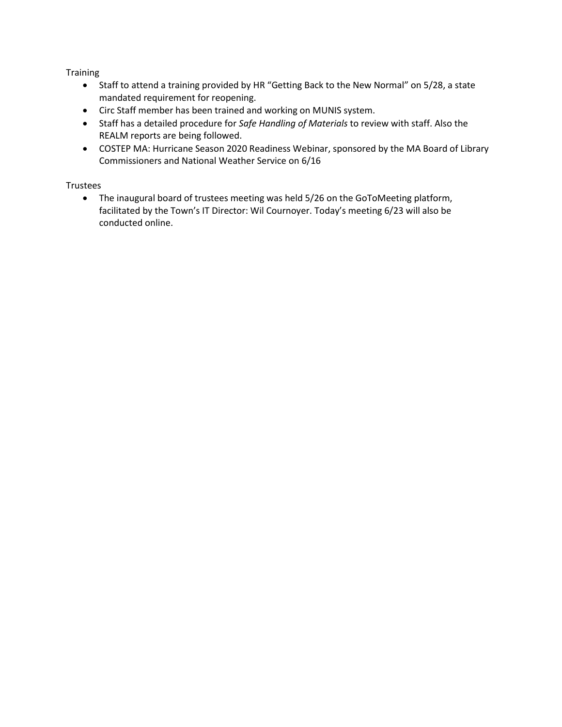Training

- Staff to attend a training provided by HR "Getting Back to the New Normal" on 5/28, a state mandated requirement for reopening.
- Circ Staff member has been trained and working on MUNIS system.
- Staff has a detailed procedure for *Safe Handling of Materials* to review with staff. Also the REALM reports are being followed.
- COSTEP MA: Hurricane Season 2020 Readiness Webinar, sponsored by the MA Board of Library Commissioners and National Weather Service on 6/16

Trustees

- The inaugural board of trustees meeting was held 5/26 on the GoToMeeting platform, facilitated by the Town's IT Director: Wil Cournoyer. Today's meeting 6/23 will also be conducted online.